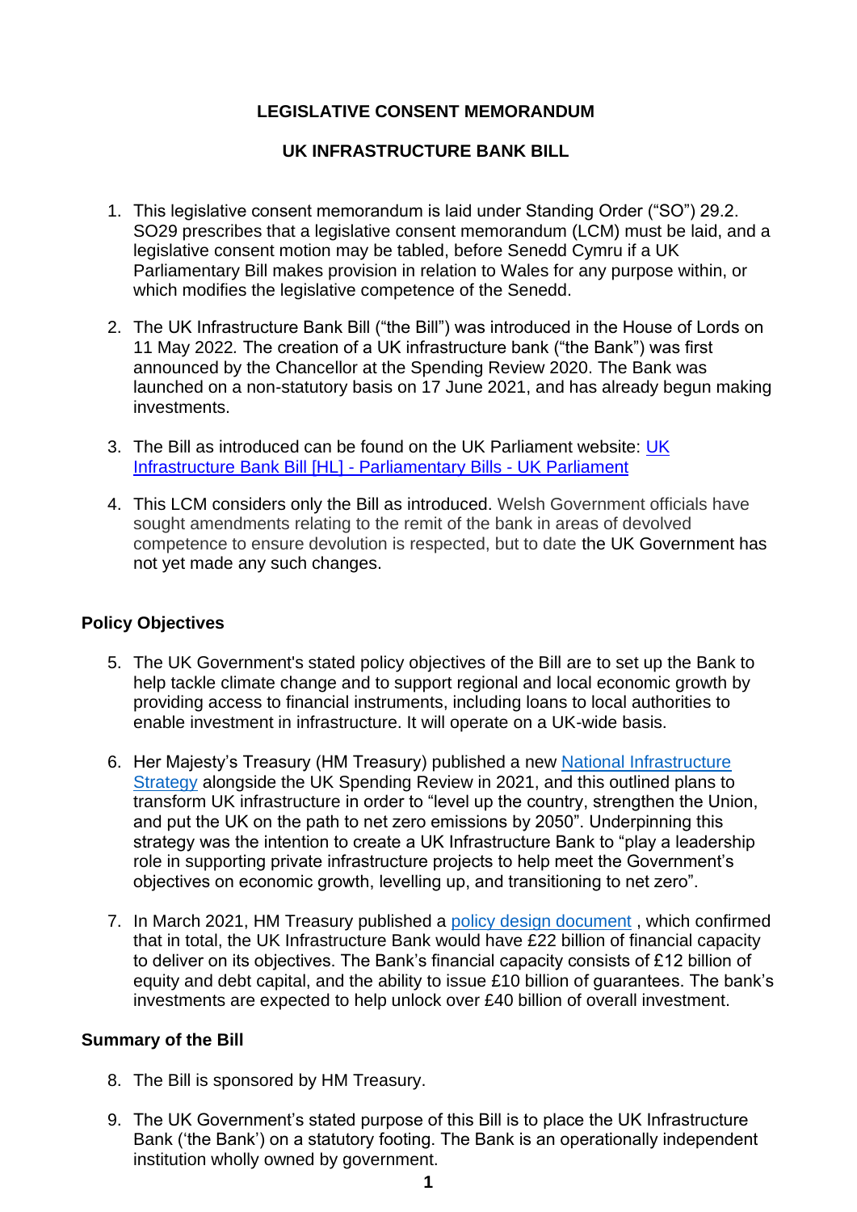# LEGISLATIVE CONSENT MEMORANDUM

## UK INFRASTRUCTURE BANK BILL

1. This legislative consent memorandum is laid under Standing Order ("SO") 29.2. SO29 prescribes that a legislative consent memorandum (LCM) must be laid, and a legislative consent motion may be tabled, before Senedd Cymru if a UK Parliamentary Bill makes provision in relation to Wales for any purpose within, or which modifies the legislative competence of the Senedd.

2. The UK Infrastructure Bank Bill ("the Bill") was introduced in the House of Lords on 11 May 2022. The creation of a UK infrastructure bank ("the Bank") was first announced by the Chancellor at the Spending Review 2020. The Bank was launched on a non-statutory basis on 17 June 2021, and has already begun making investments.

3. The Bill as introduced can be found on the UK Parliament website: [UK Infrastructure Bank Bill [HL] - Parliamentary Bills - UK Parliament]()

4. This LCM considers only the Bill as introduced. Welsh Government officials have sought amendments relating to the remit of the bank in areas of devolved competence to ensure devolution is respected, but to date the UK Government has not yet made any such changes.

### Policy Objectives

5. The UK Government's stated policy objectives of the Bill are to set up the Bank to help tackle climate change and to support regional and local economic growth by providing access to financial instruments, including loans to local authorities to enable investment in infrastructure. It will operate on a UK-wide basis.

6. Her Majesty's Treasury (HM Treasury) published a new [National Infrastructure Strategy]() alongside the UK Spending Review in 2021, and this outlined plans to transform UK infrastructure in order to "level up the country, strengthen the Union, and put the UK on the path to net zero emissions by 2050". Underpinning this strategy was the intention to create a UK Infrastructure Bank to "play a leadership role in supporting private infrastructure projects to help meet the Government's objectives on economic growth, levelling up, and transitioning to net zero".

7. In March 2021, HM Treasury published a [policy design document]() , which confirmed that in total, the UK Infrastructure Bank would have £22 billion of financial capacity to deliver on its objectives. The Bank's financial capacity consists of £12 billion of equity and debt capital, and the ability to issue £10 billion of guarantees. The bank's investments are expected to help unlock over £40 billion of overall investment.

### Summary of the Bill

8. The Bill is sponsored by HM Treasury.

9. The UK Government's stated purpose of this Bill is to place the UK Infrastructure Bank ('the Bank') on a statutory footing. The Bank is an operationally independent institution wholly owned by government.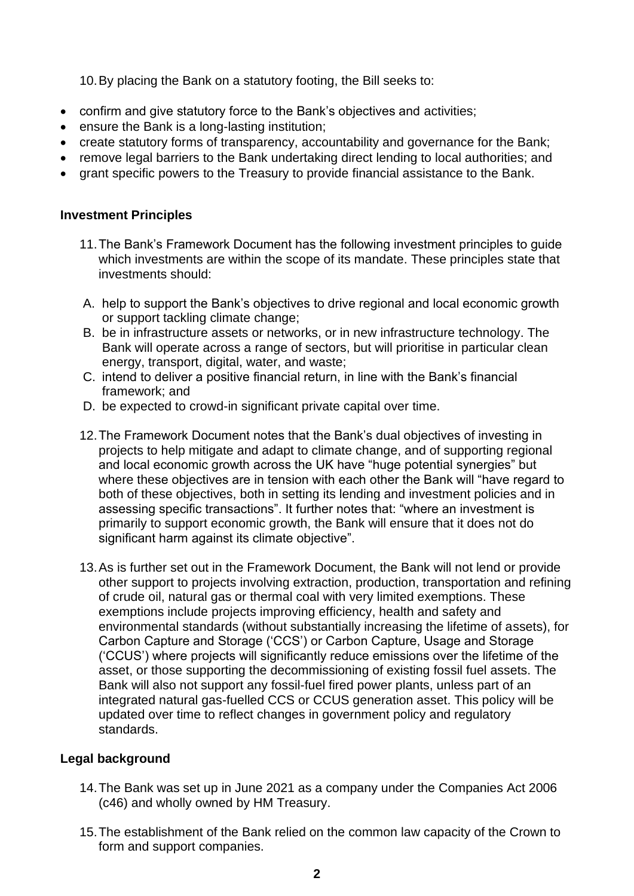10. By placing the Bank on a statutory footing, the Bill seeks to:

- confirm and give statutory force to the Bank's objectives and activities;
- ensure the Bank is a long-lasting institution;
- create statutory forms of transparency, accountability and governance for the Bank;
- remove legal barriers to the Bank undertaking direct lending to local authorities; and
- grant specific powers to the Treasury to provide financial assistance to the Bank.

**Investment Principles**

11. The Bank's Framework Document has the following investment principles to guide which investments are within the scope of its mandate. These principles state that investments should:

A. help to support the Bank's objectives to drive regional and local economic growth or support tackling climate change;
B. be in infrastructure assets or networks, or in new infrastructure technology. The Bank will operate across a range of sectors, but will prioritise in particular clean energy, transport, digital, water, and waste;
C. intend to deliver a positive financial return, in line with the Bank's financial framework; and
D. be expected to crowd-in significant private capital over time.

12. The Framework Document notes that the Bank's dual objectives of investing in projects to help mitigate and adapt to climate change, and of supporting regional and local economic growth across the UK have "huge potential synergies" but where these objectives are in tension with each other the Bank will "have regard to both of these objectives, both in setting its lending and investment policies and in assessing specific transactions". It further notes that: "where an investment is primarily to support economic growth, the Bank will ensure that it does not do significant harm against its climate objective".

13. As is further set out in the Framework Document, the Bank will not lend or provide other support to projects involving extraction, production, transportation and refining of crude oil, natural gas or thermal coal with very limited exemptions. These exemptions include projects improving efficiency, health and safety and environmental standards (without substantially increasing the lifetime of assets), for Carbon Capture and Storage ('CCS') or Carbon Capture, Usage and Storage ('CCUS') where projects will significantly reduce emissions over the lifetime of the asset, or those supporting the decommissioning of existing fossil fuel assets. The Bank will also not support any fossil-fuel fired power plants, unless part of an integrated natural gas-fuelled CCS or CCUS generation asset. This policy will be updated over time to reflect changes in government policy and regulatory standards.

**Legal background**

14. The Bank was set up in June 2021 as a company under the Companies Act 2006 (c46) and wholly owned by HM Treasury.

15. The establishment of the Bank relied on the common law capacity of the Crown to form and support companies.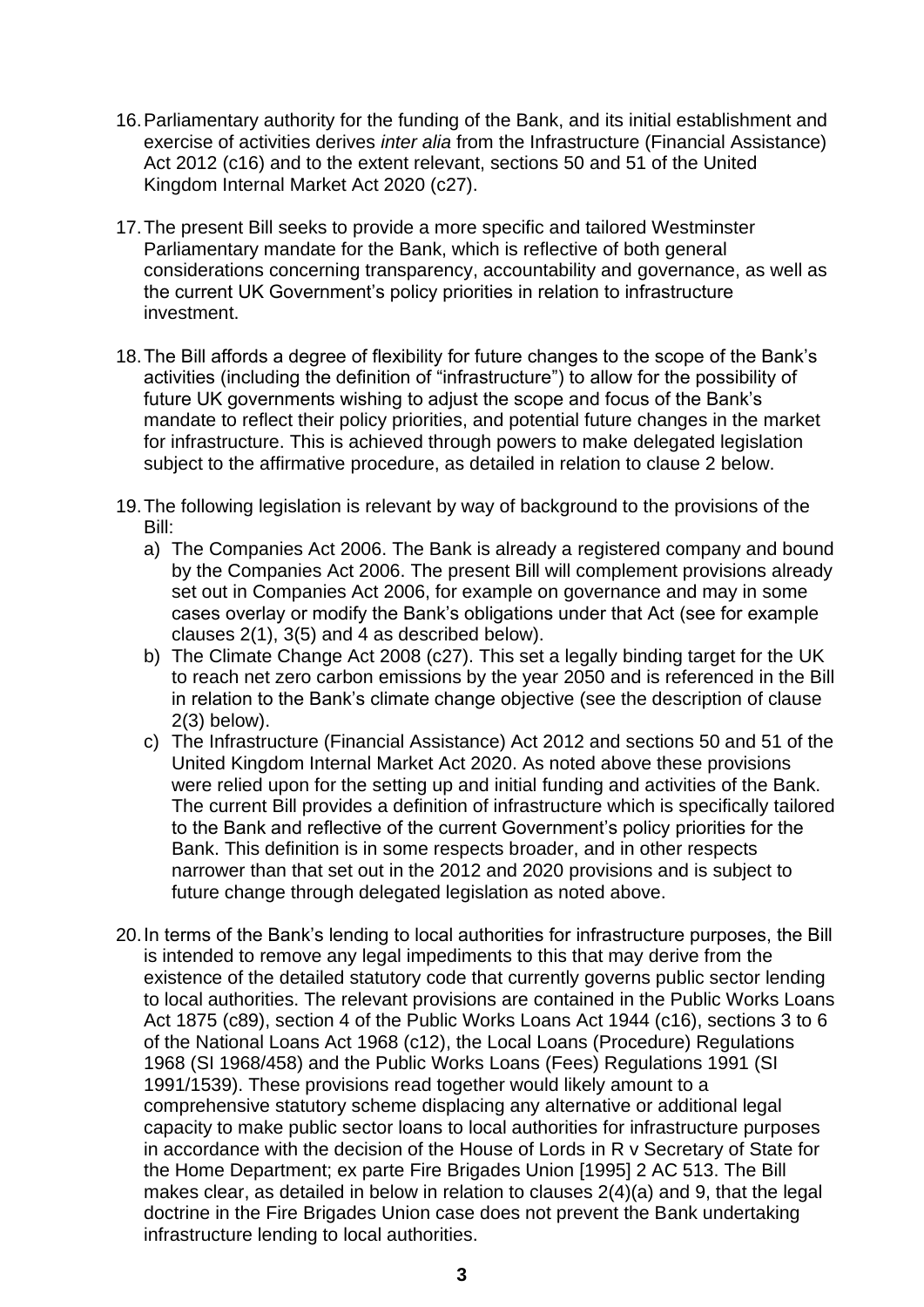16. Parliamentary authority for the funding of the Bank, and its initial establishment and exercise of activities derives *inter alia* from the Infrastructure (Financial Assistance) Act 2012 (c16) and to the extent relevant, sections 50 and 51 of the United Kingdom Internal Market Act 2020 (c27).

17. The present Bill seeks to provide a more specific and tailored Westminster Parliamentary mandate for the Bank, which is reflective of both general considerations concerning transparency, accountability and governance, as well as the current UK Government's policy priorities in relation to infrastructure investment.

18. The Bill affords a degree of flexibility for future changes to the scope of the Bank's activities (including the definition of "infrastructure") to allow for the possibility of future UK governments wishing to adjust the scope and focus of the Bank's mandate to reflect their policy priorities, and potential future changes in the market for infrastructure. This is achieved through powers to make delegated legislation subject to the affirmative procedure, as detailed in relation to clause 2 below.

19. The following legislation is relevant by way of background to the provisions of the Bill:
    a) The Companies Act 2006. The Bank is already a registered company and bound by the Companies Act 2006. The present Bill will complement provisions already set out in Companies Act 2006, for example on governance and may in some cases overlay or modify the Bank's obligations under that Act (see for example clauses 2(1), 3(5) and 4 as described below).
    b) The Climate Change Act 2008 (c27). This set a legally binding target for the UK to reach net zero carbon emissions by the year 2050 and is referenced in the Bill in relation to the Bank's climate change objective (see the description of clause 2(3) below).
    c) The Infrastructure (Financial Assistance) Act 2012 and sections 50 and 51 of the United Kingdom Internal Market Act 2020. As noted above these provisions were relied upon for the setting up and initial funding and activities of the Bank. The current Bill provides a definition of infrastructure which is specifically tailored to the Bank and reflective of the current Government's policy priorities for the Bank. This definition is in some respects broader, and in other respects narrower than that set out in the 2012 and 2020 provisions and is subject to future change through delegated legislation as noted above.

20. In terms of the Bank's lending to local authorities for infrastructure purposes, the Bill is intended to remove any legal impediments to this that may derive from the existence of the detailed statutory code that currently governs public sector lending to local authorities. The relevant provisions are contained in the Public Works Loans Act 1875 (c89), section 4 of the Public Works Loans Act 1944 (c16), sections 3 to 6 of the National Loans Act 1968 (c12), the Local Loans (Procedure) Regulations 1968 (SI 1968/458) and the Public Works Loans (Fees) Regulations 1991 (SI 1991/1539). These provisions read together would likely amount to a comprehensive statutory scheme displacing any alternative or additional legal capacity to make public sector loans to local authorities for infrastructure purposes in accordance with the decision of the House of Lords in R v Secretary of State for the Home Department; ex parte Fire Brigades Union [1995] 2 AC 513. The Bill makes clear, as detailed in below in relation to clauses 2(4)(a) and 9, that the legal doctrine in the Fire Brigades Union case does not prevent the Bank undertaking infrastructure lending to local authorities.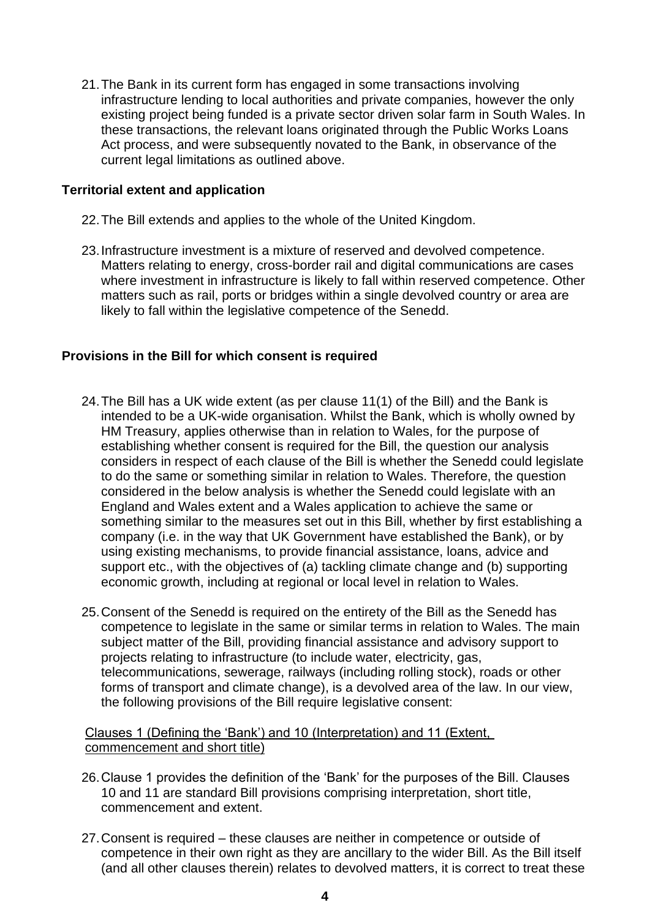21. The Bank in its current form has engaged in some transactions involving infrastructure lending to local authorities and private companies, however the only existing project being funded is a private sector driven solar farm in South Wales. In these transactions, the relevant loans originated through the Public Works Loans Act process, and were subsequently novated to the Bank, in observance of the current legal limitations as outlined above.

**Territorial extent and application**

22. The Bill extends and applies to the whole of the United Kingdom.

23. Infrastructure investment is a mixture of reserved and devolved competence. Matters relating to energy, cross-border rail and digital communications are cases where investment in infrastructure is likely to fall within reserved competence. Other matters such as rail, ports or bridges within a single devolved country or area are likely to fall within the legislative competence of the Senedd.

**Provisions in the Bill for which consent is required**

24. The Bill has a UK wide extent (as per clause 11(1) of the Bill) and the Bank is intended to be a UK-wide organisation. Whilst the Bank, which is wholly owned by HM Treasury, applies otherwise than in relation to Wales, for the purpose of establishing whether consent is required for the Bill, the question our analysis considers in respect of each clause of the Bill is whether the Senedd could legislate to do the same or something similar in relation to Wales. Therefore, the question considered in the below analysis is whether the Senedd could legislate with an England and Wales extent and a Wales application to achieve the same or something similar to the measures set out in this Bill, whether by first establishing a company (i.e. in the way that UK Government have established the Bank), or by using existing mechanisms, to provide financial assistance, loans, advice and support etc., with the objectives of (a) tackling climate change and (b) supporting economic growth, including at regional or local level in relation to Wales.

25. Consent of the Senedd is required on the entirety of the Bill as the Senedd has competence to legislate in the same or similar terms in relation to Wales. The main subject matter of the Bill, providing financial assistance and advisory support to projects relating to infrastructure (to include water, electricity, gas, telecommunications, sewerage, railways (including rolling stock), roads or other forms of transport and climate change), is a devolved area of the law. In our view, the following provisions of the Bill require legislative consent:

<u>Clauses 1 (Defining the 'Bank') and 10 (Interpretation) and 11 (Extent, commencement and short title)</u>

26. Clause 1 provides the definition of the 'Bank' for the purposes of the Bill. Clauses 10 and 11 are standard Bill provisions comprising interpretation, short title, commencement and extent.

27. Consent is required – these clauses are neither in competence or outside of competence in their own right as they are ancillary to the wider Bill. As the Bill itself (and all other clauses therein) relates to devolved matters, it is correct to treat these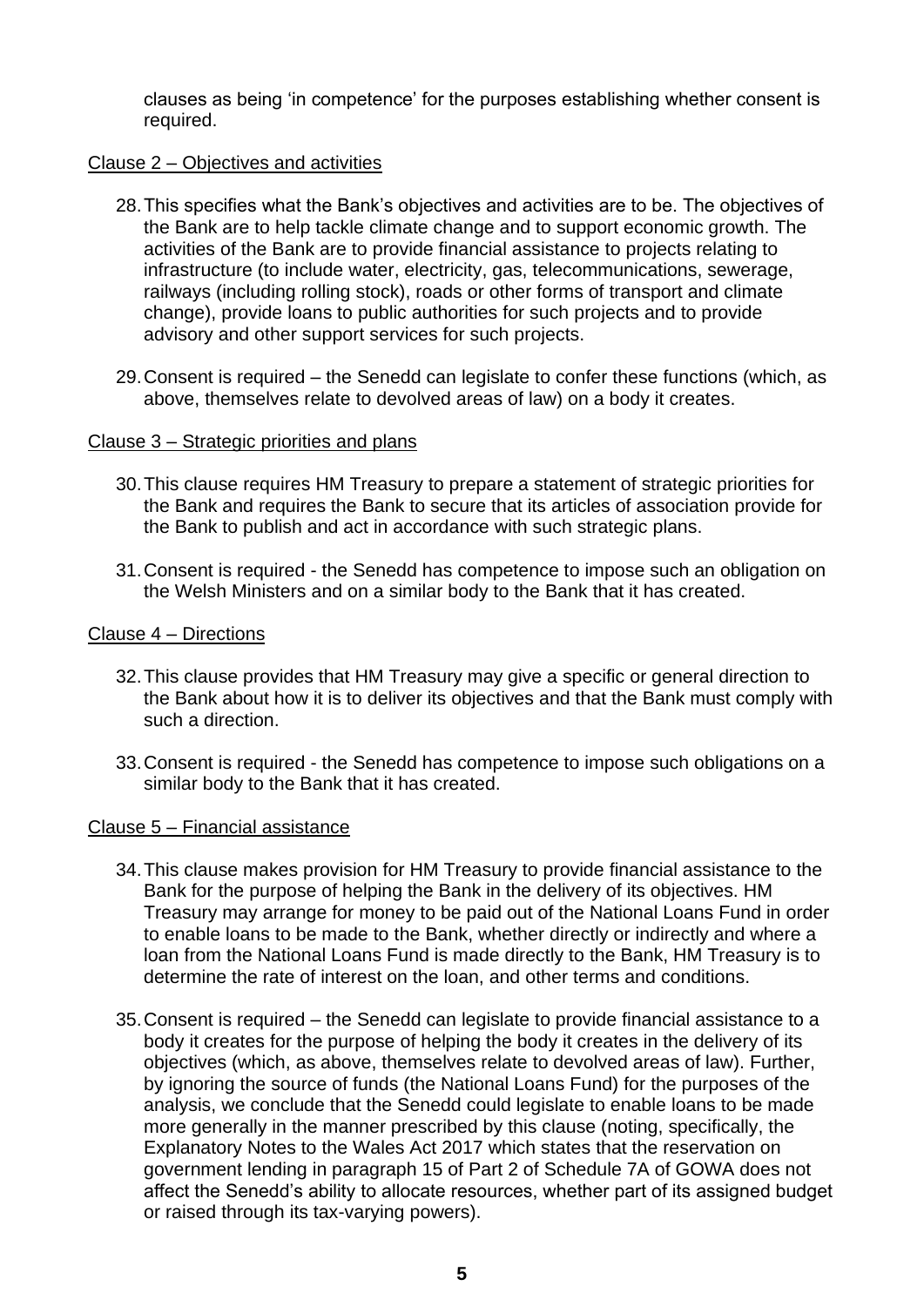clauses as being 'in competence' for the purposes establishing whether consent is required.

Clause 2 – Objectives and activities

28. This specifies what the Bank's objectives and activities are to be. The objectives of the Bank are to help tackle climate change and to support economic growth. The activities of the Bank are to provide financial assistance to projects relating to infrastructure (to include water, electricity, gas, telecommunications, sewerage, railways (including rolling stock), roads or other forms of transport and climate change), provide loans to public authorities for such projects and to provide advisory and other support services for such projects.

29. Consent is required – the Senedd can legislate to confer these functions (which, as above, themselves relate to devolved areas of law) on a body it creates.

Clause 3 – Strategic priorities and plans

30. This clause requires HM Treasury to prepare a statement of strategic priorities for the Bank and requires the Bank to secure that its articles of association provide for the Bank to publish and act in accordance with such strategic plans.

31. Consent is required - the Senedd has competence to impose such an obligation on the Welsh Ministers and on a similar body to the Bank that it has created.

Clause 4 – Directions

32. This clause provides that HM Treasury may give a specific or general direction to the Bank about how it is to deliver its objectives and that the Bank must comply with such a direction.

33. Consent is required - the Senedd has competence to impose such obligations on a similar body to the Bank that it has created.

Clause 5 – Financial assistance

34. This clause makes provision for HM Treasury to provide financial assistance to the Bank for the purpose of helping the Bank in the delivery of its objectives. HM Treasury may arrange for money to be paid out of the National Loans Fund in order to enable loans to be made to the Bank, whether directly or indirectly and where a loan from the National Loans Fund is made directly to the Bank, HM Treasury is to determine the rate of interest on the loan, and other terms and conditions.

35. Consent is required – the Senedd can legislate to provide financial assistance to a body it creates for the purpose of helping the body it creates in the delivery of its objectives (which, as above, themselves relate to devolved areas of law). Further, by ignoring the source of funds (the National Loans Fund) for the purposes of the analysis, we conclude that the Senedd could legislate to enable loans to be made more generally in the manner prescribed by this clause (noting, specifically, the Explanatory Notes to the Wales Act 2017 which states that the reservation on government lending in paragraph 15 of Part 2 of Schedule 7A of GOWA does not affect the Senedd's ability to allocate resources, whether part of its assigned budget or raised through its tax-varying powers).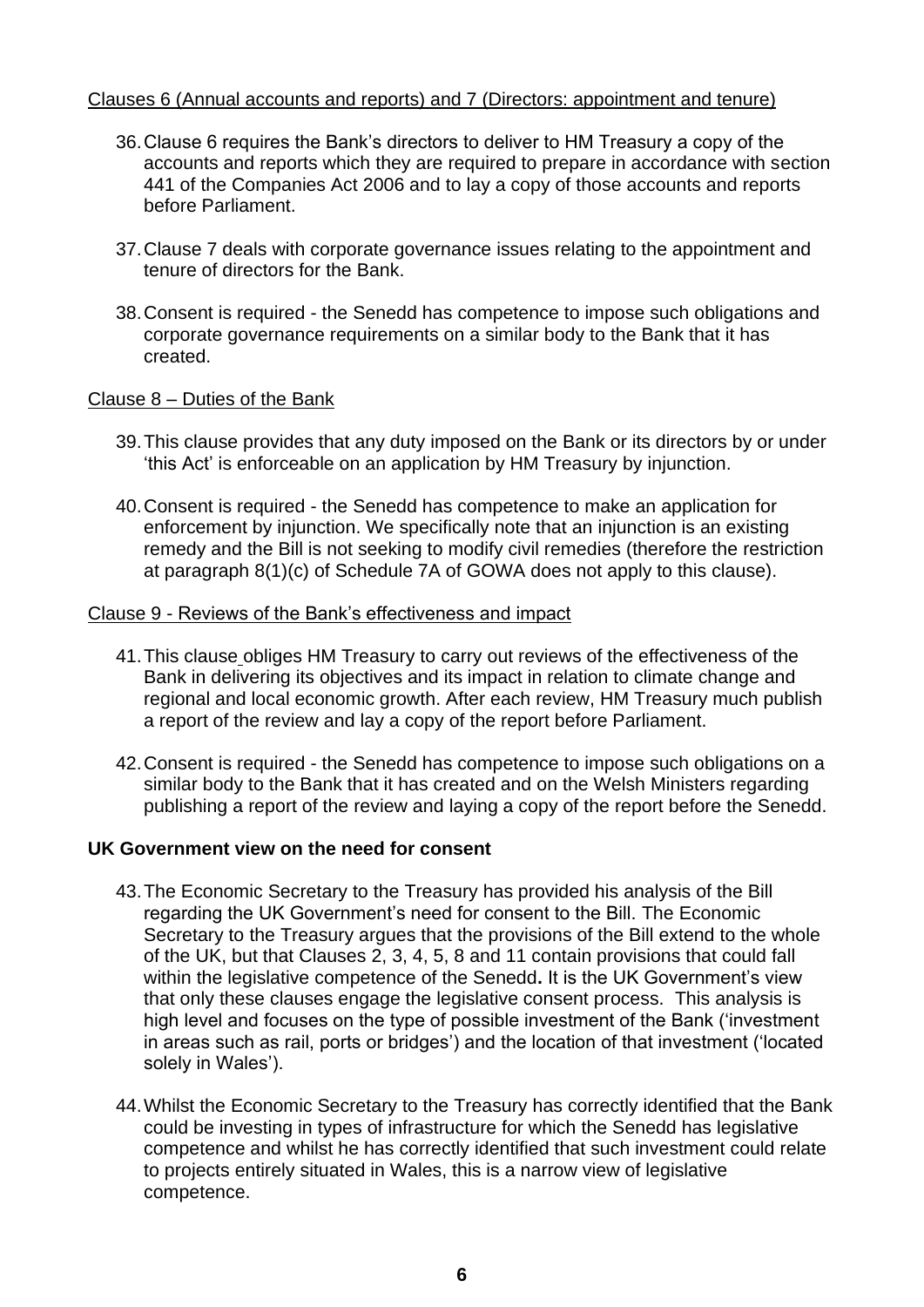Clauses 6 (Annual accounts and reports) and 7 (Directors: appointment and tenure)

36. Clause 6 requires the Bank's directors to deliver to HM Treasury a copy of the accounts and reports which they are required to prepare in accordance with section 441 of the Companies Act 2006 and to lay a copy of those accounts and reports before Parliament.

37. Clause 7 deals with corporate governance issues relating to the appointment and tenure of directors for the Bank.

38. Consent is required - the Senedd has competence to impose such obligations and corporate governance requirements on a similar body to the Bank that it has created.

Clause 8 – Duties of the Bank

39. This clause provides that any duty imposed on the Bank or its directors by or under 'this Act' is enforceable on an application by HM Treasury by injunction.

40. Consent is required - the Senedd has competence to make an application for enforcement by injunction. We specifically note that an injunction is an existing remedy and the Bill is not seeking to modify civil remedies (therefore the restriction at paragraph 8(1)(c) of Schedule 7A of GOWA does not apply to this clause).

Clause 9 - Reviews of the Bank's effectiveness and impact

41. This clause obliges HM Treasury to carry out reviews of the effectiveness of the Bank in delivering its objectives and its impact in relation to climate change and regional and local economic growth. After each review, HM Treasury much publish a report of the review and lay a copy of the report before Parliament.

42. Consent is required - the Senedd has competence to impose such obligations on a similar body to the Bank that it has created and on the Welsh Ministers regarding publishing a report of the review and laying a copy of the report before the Senedd.

**UK Government view on the need for consent**

43. The Economic Secretary to the Treasury has provided his analysis of the Bill regarding the UK Government's need for consent to the Bill. The Economic Secretary to the Treasury argues that the provisions of the Bill extend to the whole of the UK, but that Clauses 2, 3, 4, 5, 8 and 11 contain provisions that could fall within the legislative competence of the Senedd**.** It is the UK Government's view that only these clauses engage the legislative consent process. This analysis is high level and focuses on the type of possible investment of the Bank ('investment in areas such as rail, ports or bridges') and the location of that investment ('located solely in Wales').

44. Whilst the Economic Secretary to the Treasury has correctly identified that the Bank could be investing in types of infrastructure for which the Senedd has legislative competence and whilst he has correctly identified that such investment could relate to projects entirely situated in Wales, this is a narrow view of legislative competence.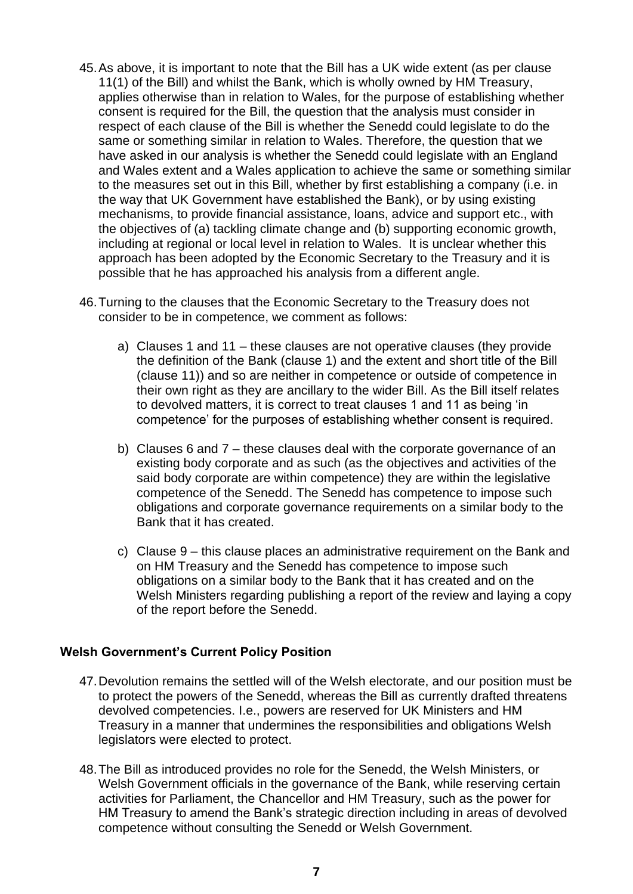45. As above, it is important to note that the Bill has a UK wide extent (as per clause 11(1) of the Bill) and whilst the Bank, which is wholly owned by HM Treasury, applies otherwise than in relation to Wales, for the purpose of establishing whether consent is required for the Bill, the question that the analysis must consider in respect of each clause of the Bill is whether the Senedd could legislate to do the same or something similar in relation to Wales. Therefore, the question that we have asked in our analysis is whether the Senedd could legislate with an England and Wales extent and a Wales application to achieve the same or something similar to the measures set out in this Bill, whether by first establishing a company (i.e. in the way that UK Government have established the Bank), or by using existing mechanisms, to provide financial assistance, loans, advice and support etc., with the objectives of (a) tackling climate change and (b) supporting economic growth, including at regional or local level in relation to Wales. It is unclear whether this approach has been adopted by the Economic Secretary to the Treasury and it is possible that he has approached his analysis from a different angle.

46. Turning to the clauses that the Economic Secretary to the Treasury does not consider to be in competence, we comment as follows:

    a) Clauses 1 and 11 – these clauses are not operative clauses (they provide the definition of the Bank (clause 1) and the extent and short title of the Bill (clause 11)) and so are neither in competence or outside of competence in their own right as they are ancillary to the wider Bill. As the Bill itself relates to devolved matters, it is correct to treat clauses 1 and 11 as being 'in competence' for the purposes of establishing whether consent is required.

    b) Clauses 6 and 7 – these clauses deal with the corporate governance of an existing body corporate and as such (as the objectives and activities of the said body corporate are within competence) they are within the legislative competence of the Senedd. The Senedd has competence to impose such obligations and corporate governance requirements on a similar body to the Bank that it has created.

    c) Clause 9 – this clause places an administrative requirement on the Bank and on HM Treasury and the Senedd has competence to impose such obligations on a similar body to the Bank that it has created and on the Welsh Ministers regarding publishing a report of the review and laying a copy of the report before the Senedd.

### Welsh Government's Current Policy Position

47. Devolution remains the settled will of the Welsh electorate, and our position must be to protect the powers of the Senedd, whereas the Bill as currently drafted threatens devolved competencies. I.e., powers are reserved for UK Ministers and HM Treasury in a manner that undermines the responsibilities and obligations Welsh legislators were elected to protect.

48. The Bill as introduced provides no role for the Senedd, the Welsh Ministers, or Welsh Government officials in the governance of the Bank, while reserving certain activities for Parliament, the Chancellor and HM Treasury, such as the power for HM Treasury to amend the Bank's strategic direction including in areas of devolved competence without consulting the Senedd or Welsh Government.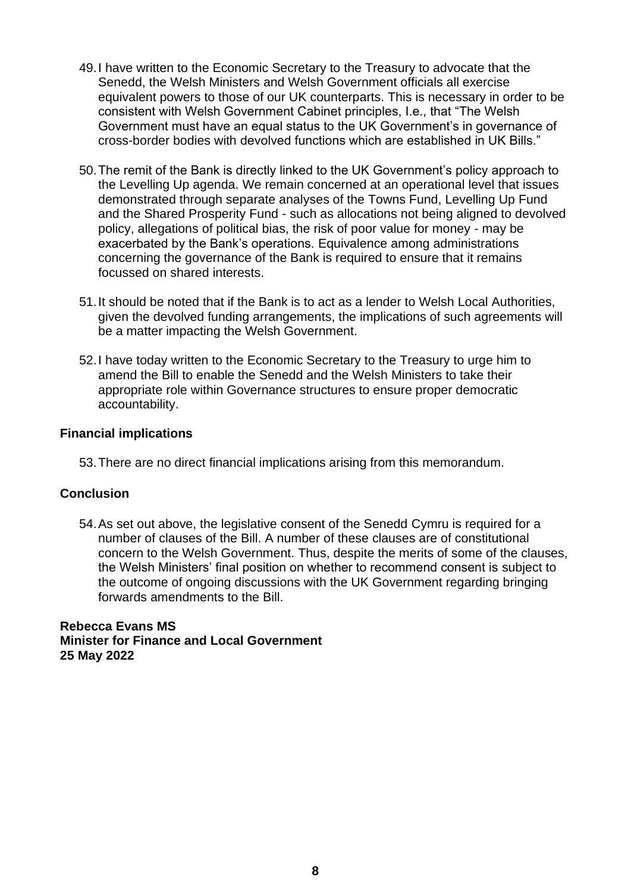49. I have written to the Economic Secretary to the Treasury to advocate that the Senedd, the Welsh Ministers and Welsh Government officials all exercise equivalent powers to those of our UK counterparts. This is necessary in order to be consistent with Welsh Government Cabinet principles, I.e., that "The Welsh Government must have an equal status to the UK Government's in governance of cross-border bodies with devolved functions which are established in UK Bills."

50. The remit of the Bank is directly linked to the UK Government's policy approach to the Levelling Up agenda. We remain concerned at an operational level that issues demonstrated through separate analyses of the Towns Fund, Levelling Up Fund and the Shared Prosperity Fund - such as allocations not being aligned to devolved policy, allegations of political bias, the risk of poor value for money - may be exacerbated by the Bank's operations. Equivalence among administrations concerning the governance of the Bank is required to ensure that it remains focussed on shared interests.

51. It should be noted that if the Bank is to act as a lender to Welsh Local Authorities, given the devolved funding arrangements, the implications of such agreements will be a matter impacting the Welsh Government.

52. I have today written to the Economic Secretary to the Treasury to urge him to amend the Bill to enable the Senedd and the Welsh Ministers to take their appropriate role within Governance structures to ensure proper democratic accountability.

**Financial implications**

53. There are no direct financial implications arising from this memorandum.

**Conclusion**

54. As set out above, the legislative consent of the Senedd Cymru is required for a number of clauses of the Bill. A number of these clauses are of constitutional concern to the Welsh Government. Thus, despite the merits of some of the clauses, the Welsh Ministers' final position on whether to recommend consent is subject to the outcome of ongoing discussions with the UK Government regarding bringing forwards amendments to the Bill.

**Rebecca Evans MS**
**Minister for Finance and Local Government**
**25 May 2022**